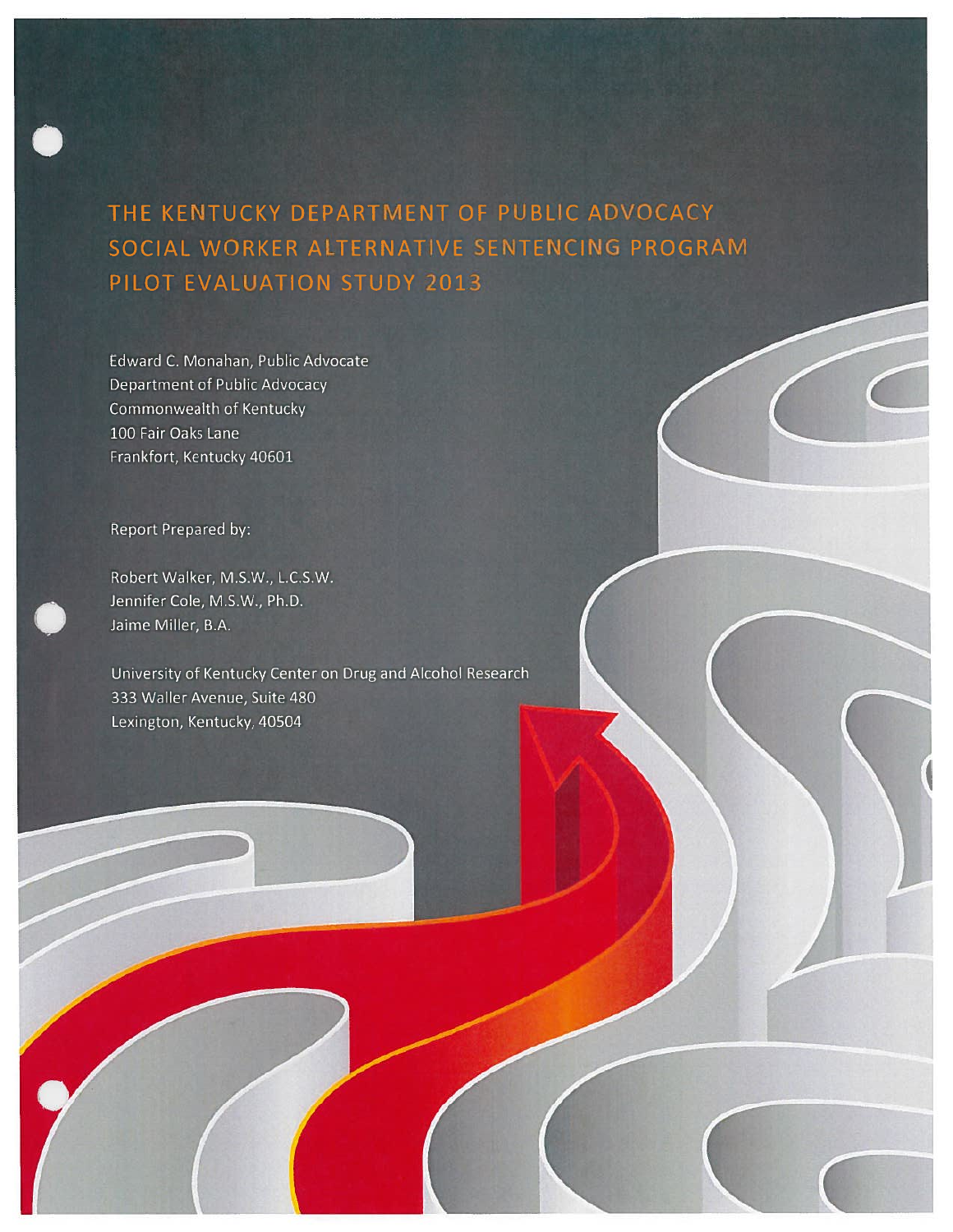# THE KENTUCKY DEPARTMENT OF PUBLIC ADVOCACY SOCIAL WORKER ALTERNATIVE SENTENCING PROGRAM PILOT EVALUATION STUDY 2013

Edward C. Monahan, Public Advocate
Department of Public Advocacy
Commonwealth of Kentucky
100 Fair Oaks Lane
Frankfort, Kentucky 40601

Report Prepared by:

Robert Walker, M.S.W., L.C.S.W.
Jennifer Cole, M.S.W., Ph.D.
Jaime Miller, B.A.

University of Kentucky Center on Drug and Alcohol Research
333 Waller Avenue, Suite 480
Lexington, Kentucky, 40504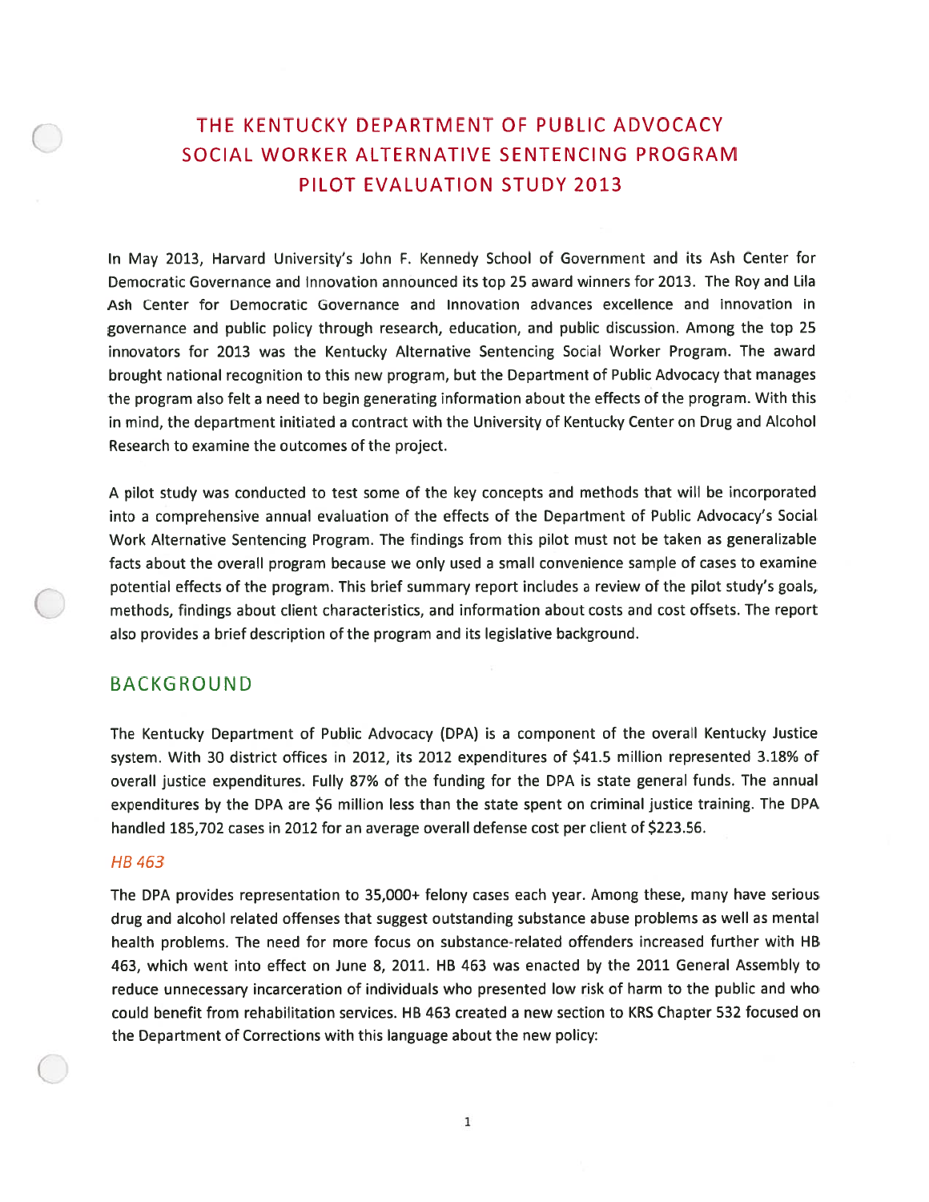# THE KENTUCKY DEPARTMENT OF PUBLIC ADVOCACY SOCIAL WORKER ALTERNATIVE SENTENCING PROGRAM PILOT EVALUATION STUDY 2013

In May 2013, Harvard University's John F. Kennedy School of Government and its Ash Center for Democratic Governance and Innovation announced its top 25 award winners for 2013. The Roy and Lila Ash Center for Democratic Governance and Innovation advances excellence and innovation in governance and public policy through research, education, and public discussion. Among the top 25 innovators for 2013 was the Kentucky Alternative Sentencing Social Worker Program. The award brought national recognition to this new program, but the Department of Public Advocacy that manages the program also felt a need to begin generating information about the effects of the program. With this in mind, the department initiated a contract with the University of Kentucky Center on Drug and Alcohol Research to examine the outcomes of the project.

A pilot study was conducted to test some of the key concepts and methods that will be incorporated into a comprehensive annual evaluation of the effects of the Department of Public Advocacy's Social Work Alternative Sentencing Program. The findings from this pilot must not be taken as generalizable facts about the overall program because we only used a small convenience sample of cases to examine potential effects of the program. This brief summary report includes a review of the pilot study's goals, methods, findings about client characteristics, and information about costs and cost offsets. The report also provides a brief description of the program and its legislative background.

## BACKGROUND

The Kentucky Department of Public Advocacy (DPA) is a component of the overall Kentucky Justice system. With 30 district offices in 2012, its 2012 expenditures of $41.5 million represented 3.18% of overall justice expenditures. Fully 87% of the funding for the DPA is state general funds. The annual expenditures by the DPA are $6 million less than the state spent on criminal justice training. The DPA handled 185,702 cases in 2012 for an average overall defense cost per client of $223.56.

### *HB 463*

The DPA provides representation to 35,000+ felony cases each year. Among these, many have serious drug and alcohol related offenses that suggest outstanding substance abuse problems as well as mental health problems. The need for more focus on substance-related offenders increased further with HB 463, which went into effect on June 8, 2011. HB 463 was enacted by the 2011 General Assembly to reduce unnecessary incarceration of individuals who presented low risk of harm to the public and who could benefit from rehabilitation services. HB 463 created a new section to KRS Chapter 532 focused on the Department of Corrections with this language about the new policy: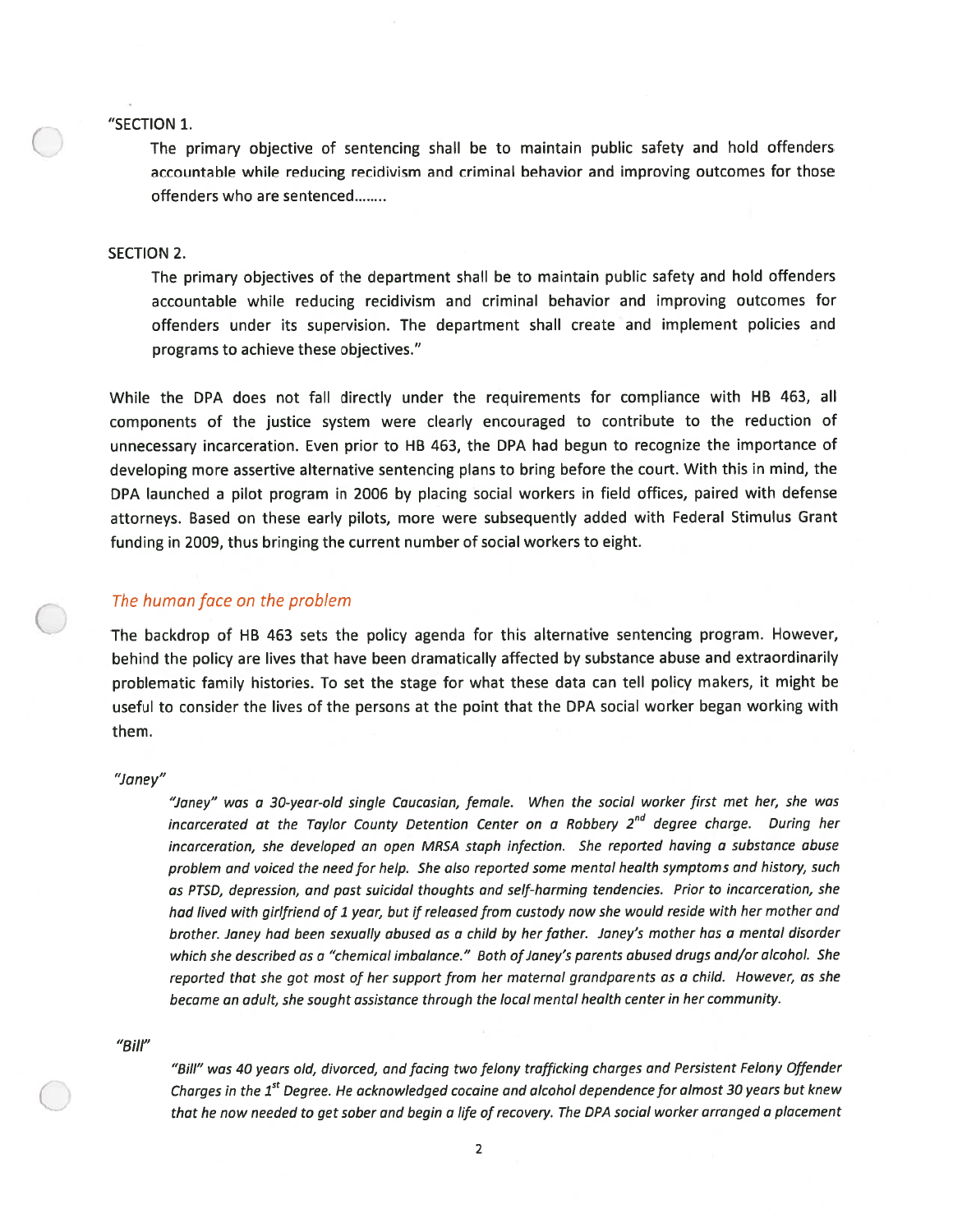"SECTION 1.

> The primary objective of sentencing shall be to maintain public safety and hold offenders accountable while reducing recidivism and criminal behavior and improving outcomes for those offenders who are sentenced……..

SECTION 2.

> The primary objectives of the department shall be to maintain public safety and hold offenders accountable while reducing recidivism and criminal behavior and improving outcomes for offenders under its supervision. The department shall create and implement policies and programs to achieve these objectives."

While the DPA does not fall directly under the requirements for compliance with HB 463, all components of the justice system were clearly encouraged to contribute to the reduction of unnecessary incarceration. Even prior to HB 463, the DPA had begun to recognize the importance of developing more assertive alternative sentencing plans to bring before the court. With this in mind, the DPA launched a pilot program in 2006 by placing social workers in field offices, paired with defense attorneys. Based on these early pilots, more were subsequently added with Federal Stimulus Grant funding in 2009, thus bringing the current number of social workers to eight.

## *The human face on the problem*

The backdrop of HB 463 sets the policy agenda for this alternative sentencing program. However, behind the policy are lives that have been dramatically affected by substance abuse and extraordinarily problematic family histories. To set the stage for what these data can tell policy makers, it might be useful to consider the lives of the persons at the point that the DPA social worker began working with them.

*"Janey"*

> *"Janey" was a 30-year-old single Caucasian, female. When the social worker first met her, she was incarcerated at the Taylor County Detention Center on a Robbery 2nd degree charge. During her incarceration, she developed an open MRSA staph infection. She reported having a substance abuse problem and voiced the need for help. She also reported some mental health symptoms and history, such as PTSD, depression, and past suicidal thoughts and self-harming tendencies. Prior to incarceration, she had lived with girlfriend of 1 year, but if released from custody now she would reside with her mother and brother. Janey had been sexually abused as a child by her father. Janey's mother has a mental disorder which she described as a "chemical imbalance." Both of Janey's parents abused drugs and/or alcohol. She reported that she got most of her support from her maternal grandparents as a child. However, as she became an adult, she sought assistance through the local mental health center in her community.*

*"Bill"*

> *"Bill" was 40 years old, divorced, and facing two felony trafficking charges and Persistent Felony Offender Charges in the 1st Degree. He acknowledged cocaine and alcohol dependence for almost 30 years but knew that he now needed to get sober and begin a life of recovery. The DPA social worker arranged a placement*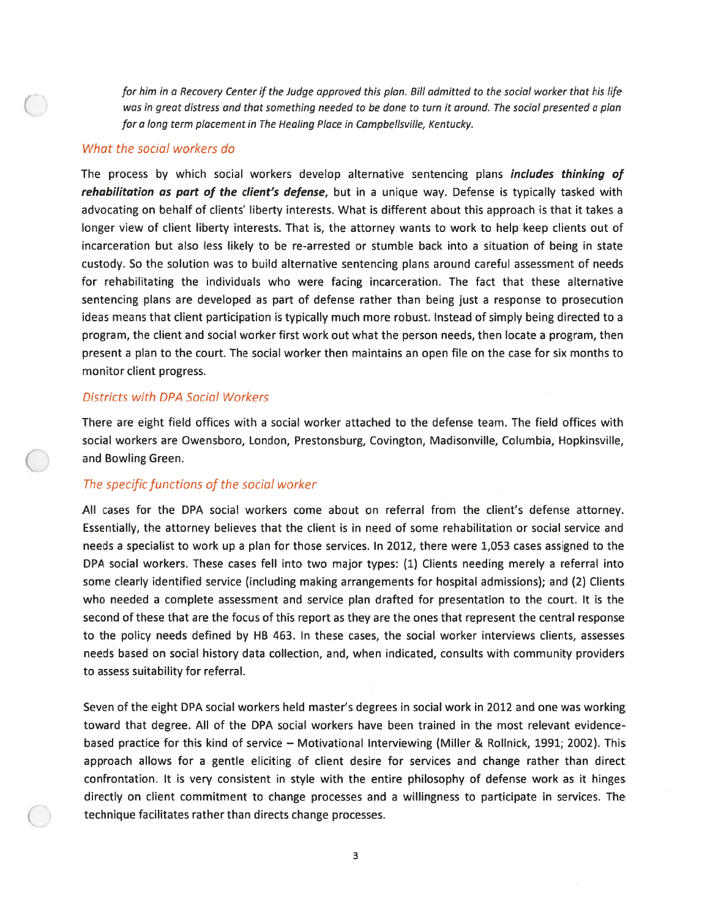*for him in a Recovery Center if the Judge approved this plan. Bill admitted to the social worker that his life was in great distress and that something needed to be done to turn it around. The social presented a plan for a long term placement in The Healing Place in Campbellsville, Kentucky.*

### *What the social workers do*

The process by which social workers develop alternative sentencing plans ***includes thinking of rehabilitation as part of the client's defense***, but in a unique way. Defense is typically tasked with advocating on behalf of clients' liberty interests. What is different about this approach is that it takes a longer view of client liberty interests. That is, the attorney wants to work to help keep clients out of incarceration but also less likely to be re-arrested or stumble back into a situation of being in state custody. So the solution was to build alternative sentencing plans around careful assessment of needs for rehabilitating the individuals who were facing incarceration. The fact that these alternative sentencing plans are developed as part of defense rather than being just a response to prosecution ideas means that client participation is typically much more robust. Instead of simply being directed to a program, the client and social worker first work out what the person needs, then locate a program, then present a plan to the court. The social worker then maintains an open file on the case for six months to monitor client progress.

### *Districts with DPA Social Workers*

There are eight field offices with a social worker attached to the defense team. The field offices with social workers are Owensboro, London, Prestonsburg, Covington, Madisonville, Columbia, Hopkinsville, and Bowling Green.

### *The specific functions of the social worker*

All cases for the DPA social workers come about on referral from the client's defense attorney. Essentially, the attorney believes that the client is in need of some rehabilitation or social service and needs a specialist to work up a plan for those services. In 2012, there were 1,053 cases assigned to the DPA social workers. These cases fell into two major types: (1) Clients needing merely a referral into some clearly identified service (including making arrangements for hospital admissions); and (2) Clients who needed a complete assessment and service plan drafted for presentation to the court. It is the second of these that are the focus of this report as they are the ones that represent the central response to the policy needs defined by HB 463. In these cases, the social worker interviews clients, assesses needs based on social history data collection, and, when indicated, consults with community providers to assess suitability for referral.

Seven of the eight DPA social workers held master's degrees in social work in 2012 and one was working toward that degree. All of the DPA social workers have been trained in the most relevant evidence-based practice for this kind of service – Motivational Interviewing (Miller & Rollnick, 1991; 2002). This approach allows for a gentle eliciting of client desire for services and change rather than direct confrontation. It is very consistent in style with the entire philosophy of defense work as it hinges directly on client commitment to change processes and a willingness to participate in services. The technique facilitates rather than directs change processes.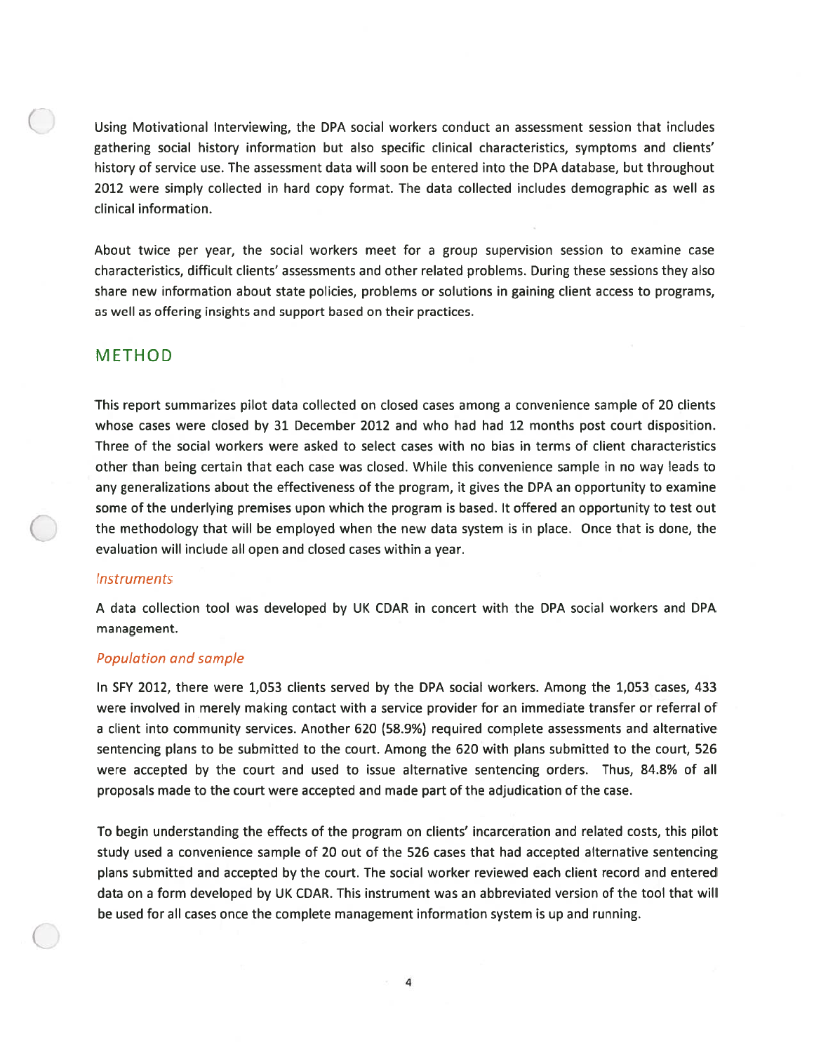Using Motivational Interviewing, the DPA social workers conduct an assessment session that includes gathering social history information but also specific clinical characteristics, symptoms and clients' history of service use. The assessment data will soon be entered into the DPA database, but throughout 2012 were simply collected in hard copy format. The data collected includes demographic as well as clinical information.

About twice per year, the social workers meet for a group supervision session to examine case characteristics, difficult clients' assessments and other related problems. During these sessions they also share new information about state policies, problems or solutions in gaining client access to programs, as well as offering insights and support based on their practices.

## METHOD

This report summarizes pilot data collected on closed cases among a convenience sample of 20 clients whose cases were closed by 31 December 2012 and who had had 12 months post court disposition. Three of the social workers were asked to select cases with no bias in terms of client characteristics other than being certain that each case was closed. While this convenience sample in no way leads to any generalizations about the effectiveness of the program, it gives the DPA an opportunity to examine some of the underlying premises upon which the program is based. It offered an opportunity to test out the methodology that will be employed when the new data system is in place. Once that is done, the evaluation will include all open and closed cases within a year.

### *Instruments*

A data collection tool was developed by UK CDAR in concert with the DPA social workers and DPA management.

### *Population and sample*

In SFY 2012, there were 1,053 clients served by the DPA social workers. Among the 1,053 cases, 433 were involved in merely making contact with a service provider for an immediate transfer or referral of a client into community services. Another 620 (58.9%) required complete assessments and alternative sentencing plans to be submitted to the court. Among the 620 with plans submitted to the court, 526 were accepted by the court and used to issue alternative sentencing orders. Thus, 84.8% of all proposals made to the court were accepted and made part of the adjudication of the case.

To begin understanding the effects of the program on clients' incarceration and related costs, this pilot study used a convenience sample of 20 out of the 526 cases that had accepted alternative sentencing plans submitted and accepted by the court. The social worker reviewed each client record and entered data on a form developed by UK CDAR. This instrument was an abbreviated version of the tool that will be used for all cases once the complete management information system is up and running.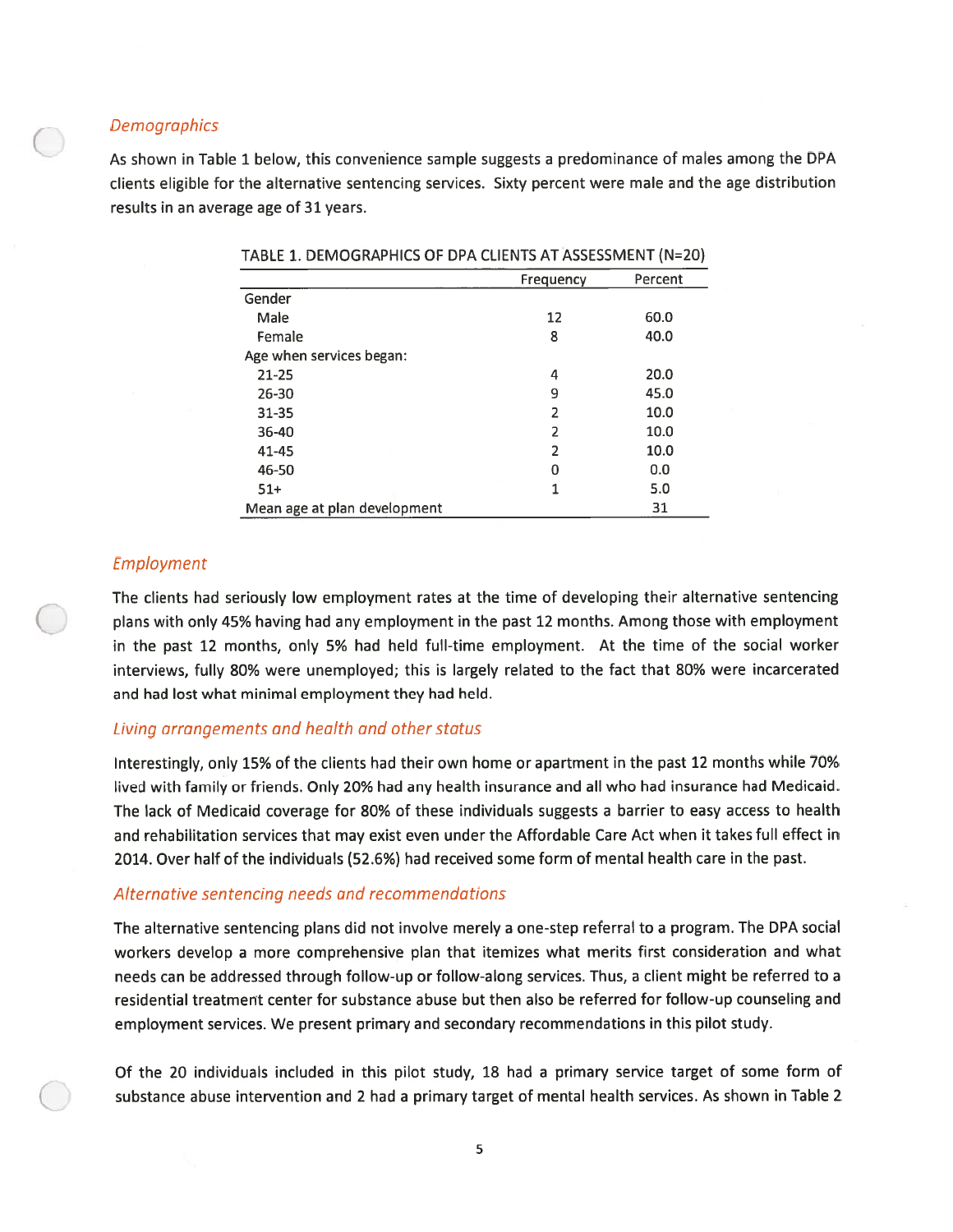### *Demographics*

As shown in Table 1 below, this convenience sample suggests a predominance of males among the DPA clients eligible for the alternative sentencing services. Sixty percent were male and the age distribution results in an average age of 31 years.

TABLE 1. DEMOGRAPHICS OF DPA CLIENTS AT ASSESSMENT (N=20)

| | Frequency | Percent |
|---|---|---|
| Gender | | |
| Male | 12 | 60.0 |
| Female | 8 | 40.0 |
| Age when services began: | | |
| 21-25 | 4 | 20.0 |
| 26-30 | 9 | 45.0 |
| 31-35 | 2 | 10.0 |
| 36-40 | 2 | 10.0 |
| 41-45 | 2 | 10.0 |
| 46-50 | 0 | 0.0 |
| 51+ | 1 | 5.0 |
| Mean age at plan development | | 31 |

### *Employment*

The clients had seriously low employment rates at the time of developing their alternative sentencing plans with only 45% having had any employment in the past 12 months. Among those with employment in the past 12 months, only 5% had held full-time employment. At the time of the social worker interviews, fully 80% were unemployed; this is largely related to the fact that 80% were incarcerated and had lost what minimal employment they had held.

### *Living arrangements and health and other status*

Interestingly, only 15% of the clients had their own home or apartment in the past 12 months while 70% lived with family or friends. Only 20% had any health insurance and all who had insurance had Medicaid. The lack of Medicaid coverage for 80% of these individuals suggests a barrier to easy access to health and rehabilitation services that may exist even under the Affordable Care Act when it takes full effect in 2014. Over half of the individuals (52.6%) had received some form of mental health care in the past.

### *Alternative sentencing needs and recommendations*

The alternative sentencing plans did not involve merely a one-step referral to a program. The DPA social workers develop a more comprehensive plan that itemizes what merits first consideration and what needs can be addressed through follow-up or follow-along services. Thus, a client might be referred to a residential treatment center for substance abuse but then also be referred for follow-up counseling and employment services. We present primary and secondary recommendations in this pilot study.

Of the 20 individuals included in this pilot study, 18 had a primary service target of some form of substance abuse intervention and 2 had a primary target of mental health services. As shown in Table 2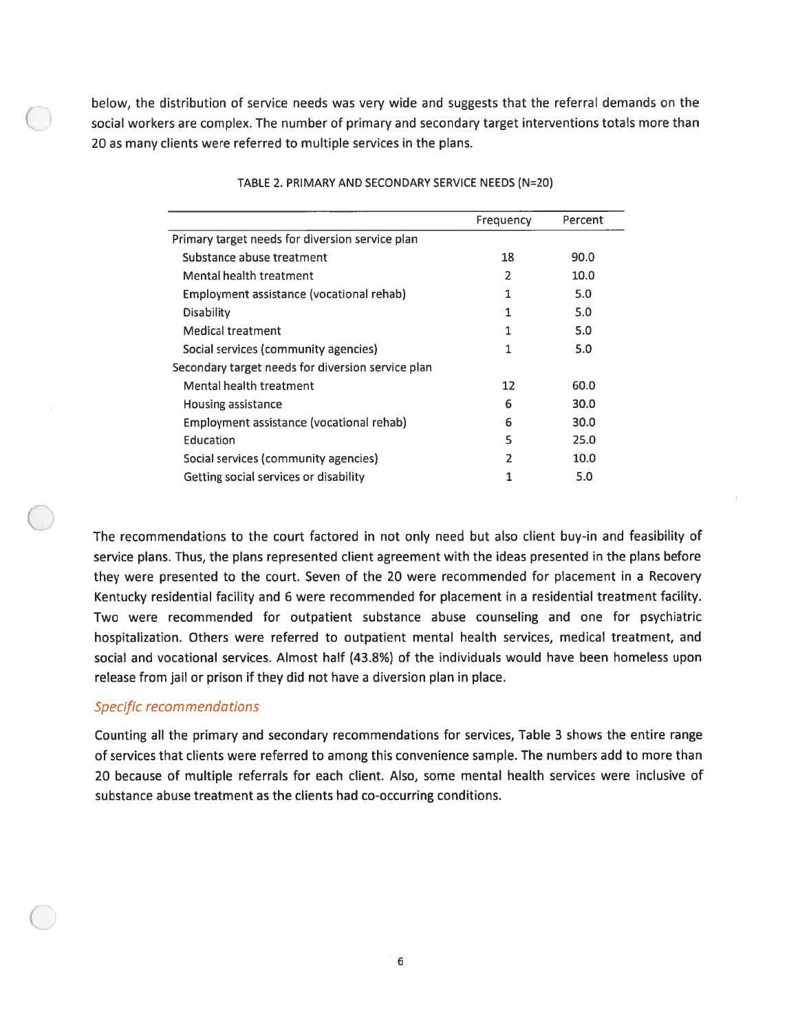below, the distribution of service needs was very wide and suggests that the referral demands on the social workers are complex. The number of primary and secondary target interventions totals more than 20 as many clients were referred to multiple services in the plans.

TABLE 2. PRIMARY AND SECONDARY SERVICE NEEDS (N=20)

| | Frequency | Percent |
|---|---|---|
| Primary target needs for diversion service plan | | |
| Substance abuse treatment | 18 | 90.0 |
| Mental health treatment | 2 | 10.0 |
| Employment assistance (vocational rehab) | 1 | 5.0 |
| Disability | 1 | 5.0 |
| Medical treatment | 1 | 5.0 |
| Social services (community agencies) | 1 | 5.0 |
| Secondary target needs for diversion service plan | | |
| Mental health treatment | 12 | 60.0 |
| Housing assistance | 6 | 30.0 |
| Employment assistance (vocational rehab) | 6 | 30.0 |
| Education | 5 | 25.0 |
| Social services (community agencies) | 2 | 10.0 |
| Getting social services or disability | 1 | 5.0 |

The recommendations to the court factored in not only need but also client buy-in and feasibility of service plans. Thus, the plans represented client agreement with the ideas presented in the plans before they were presented to the court. Seven of the 20 were recommended for placement in a Recovery Kentucky residential facility and 6 were recommended for placement in a residential treatment facility. Two were recommended for outpatient substance abuse counseling and one for psychiatric hospitalization. Others were referred to outpatient mental health services, medical treatment, and social and vocational services. Almost half (43.8%) of the individuals would have been homeless upon release from jail or prison if they did not have a diversion plan in place.

### *Specific recommendations*

Counting all the primary and secondary recommendations for services, Table 3 shows the entire range of services that clients were referred to among this convenience sample. The numbers add to more than 20 because of multiple referrals for each client. Also, some mental health services were inclusive of substance abuse treatment as the clients had co-occurring conditions.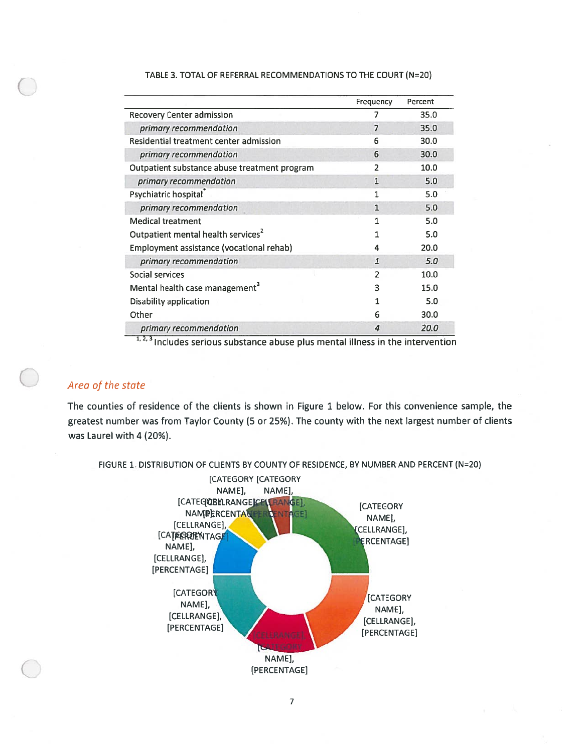TABLE 3. TOTAL OF REFERRAL RECOMMENDATIONS TO THE COURT (N=20)

| | Frequency | Percent |
|---|---|---|
| Recovery Center admission | 7 | 35.0 |
| *primary recommendation* | 7 | 35.0 |
| Residential treatment center admission | 6 | 30.0 |
| *primary recommendation* | 6 | 30.0 |
| Outpatient substance abuse treatment program | 2 | 10.0 |
| *primary recommendation* | 1 | 5.0 |
| Psychiatric hospital[1] | 1 | 5.0 |
| *primary recommendation* | 1 | 5.0 |
| Medical treatment | 1 | 5.0 |
| Outpatient mental health services[2] | 1 | 5.0 |
| Employment assistance (vocational rehab) | 4 | 20.0 |
| *primary recommendation* | *1* | *5.0* |
| Social services | 2 | 10.0 |
| Mental health case management[3] | 3 | 15.0 |
| Disability application | 1 | 5.0 |
| Other | 6 | 30.0 |
| *primary recommendation* | *4* | *20.0* |

[1, 2, 3] Includes serious substance abuse plus mental illness in the intervention

### *Area of the state*

The counties of residence of the clients is shown in Figure 1 below. For this convenience sample, the greatest number was from Taylor County (5 or 25%). The county with the next largest number of clients was Laurel with 4 (20%).

FIGURE 1. DISTRIBUTION OF CLIENTS BY COUNTY OF RESIDENCE, BY NUMBER AND PERCENT (N=20)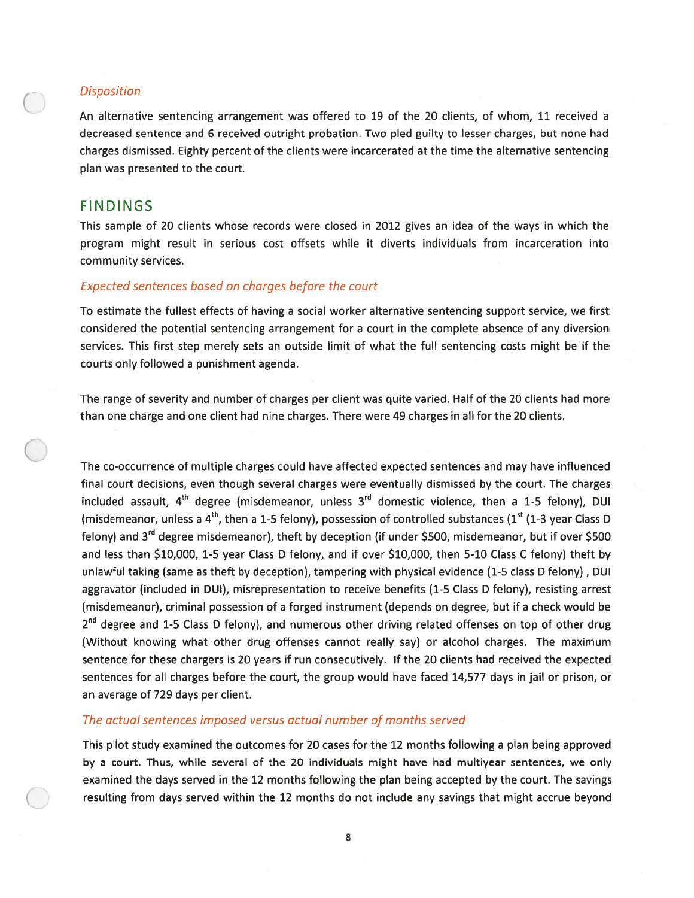### *Disposition*

An alternative sentencing arrangement was offered to 19 of the 20 clients, of whom, 11 received a decreased sentence and 6 received outright probation. Two pled guilty to lesser charges, but none had charges dismissed. Eighty percent of the clients were incarcerated at the time the alternative sentencing plan was presented to the court.

## FINDINGS

This sample of 20 clients whose records were closed in 2012 gives an idea of the ways in which the program might result in serious cost offsets while it diverts individuals from incarceration into community services.

### *Expected sentences based on charges before the court*

To estimate the fullest effects of having a social worker alternative sentencing support service, we first considered the potential sentencing arrangement for a court in the complete absence of any diversion services. This first step merely sets an outside limit of what the full sentencing costs might be if the courts only followed a punishment agenda.

The range of severity and number of charges per client was quite varied. Half of the 20 clients had more than one charge and one client had nine charges. There were 49 charges in all for the 20 clients.

The co-occurrence of multiple charges could have affected expected sentences and may have influenced final court decisions, even though several charges were eventually dismissed by the court. The charges included assault, 4th degree (misdemeanor, unless 3rd domestic violence, then a 1-5 felony), DUI (misdemeanor, unless a 4th, then a 1-5 felony), possession of controlled substances (1st (1-3 year Class D felony) and 3rd degree misdemeanor), theft by deception (if under $500, misdemeanor, but if over $500 and less than $10,000, 1-5 year Class D felony, and if over $10,000, then 5-10 Class C felony) theft by unlawful taking (same as theft by deception), tampering with physical evidence (1-5 class D felony) , DUI aggravator (included in DUI), misrepresentation to receive benefits (1-5 Class D felony), resisting arrest (misdemeanor), criminal possession of a forged instrument (depends on degree, but if a check would be 2nd degree and 1-5 Class D felony), and numerous other driving related offenses on top of other drug (Without knowing what other drug offenses cannot really say) or alcohol charges. The maximum sentence for these chargers is 20 years if run consecutively. If the 20 clients had received the expected sentences for all charges before the court, the group would have faced 14,577 days in jail or prison, or an average of 729 days per client.

### *The actual sentences imposed versus actual number of months served*

This pilot study examined the outcomes for 20 cases for the 12 months following a plan being approved by a court. Thus, while several of the 20 individuals might have had multiyear sentences, we only examined the days served in the 12 months following the plan being accepted by the court. The savings resulting from days served within the 12 months do not include any savings that might accrue beyond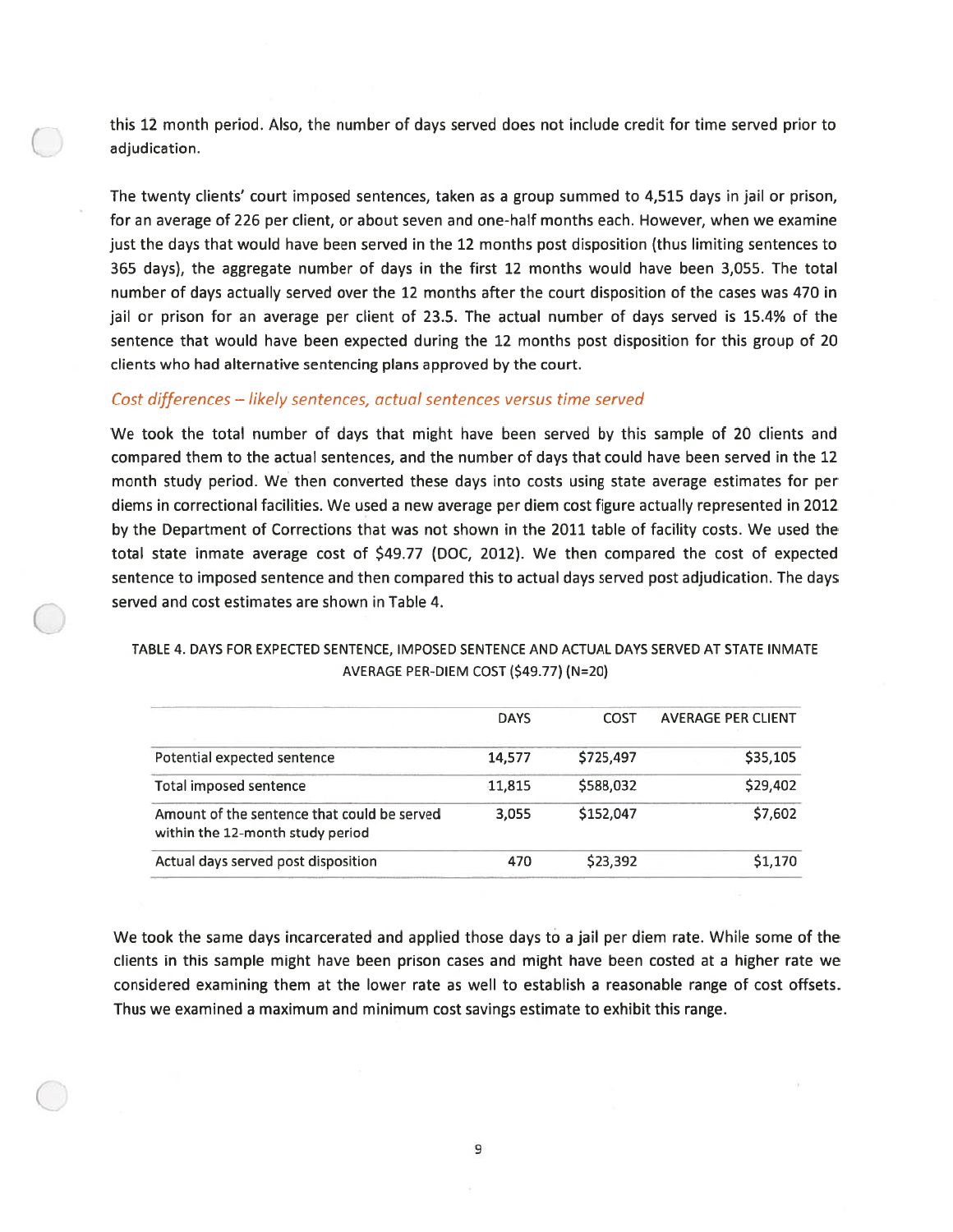this 12 month period. Also, the number of days served does not include credit for time served prior to adjudication.

The twenty clients' court imposed sentences, taken as a group summed to 4,515 days in jail or prison, for an average of 226 per client, or about seven and one-half months each. However, when we examine just the days that would have been served in the 12 months post disposition (thus limiting sentences to 365 days), the aggregate number of days in the first 12 months would have been 3,055. The total number of days actually served over the 12 months after the court disposition of the cases was 470 in jail or prison for an average per client of 23.5. The actual number of days served is 15.4% of the sentence that would have been expected during the 12 months post disposition for this group of 20 clients who had alternative sentencing plans approved by the court.

### *Cost differences – likely sentences, actual sentences versus time served*

We took the total number of days that might have been served by this sample of 20 clients and compared them to the actual sentences, and the number of days that could have been served in the 12 month study period. We then converted these days into costs using state average estimates for per diems in correctional facilities. We used a new average per diem cost figure actually represented in 2012 by the Department of Corrections that was not shown in the 2011 table of facility costs. We used the total state inmate average cost of $49.77 (DOC, 2012). We then compared the cost of expected sentence to imposed sentence and then compared this to actual days served post adjudication. The days served and cost estimates are shown in Table 4.

TABLE 4. DAYS FOR EXPECTED SENTENCE, IMPOSED SENTENCE AND ACTUAL DAYS SERVED AT STATE INMATE AVERAGE PER-DIEM COST ($49.77) (N=20)

| | DAYS | COST | AVERAGE PER CLIENT |
|---|---|---|---|
| Potential expected sentence | 14,577 | $725,497 | $35,105 |
| Total imposed sentence | 11,815 | $588,032 | $29,402 |
| Amount of the sentence that could be served within the 12-month study period | 3,055 | $152,047 | $7,602 |
| Actual days served post disposition | 470 | $23,392 | $1,170 |

We took the same days incarcerated and applied those days to a jail per diem rate. While some of the clients in this sample might have been prison cases and might have been costed at a higher rate we considered examining them at the lower rate as well to establish a reasonable range of cost offsets. Thus we examined a maximum and minimum cost savings estimate to exhibit this range.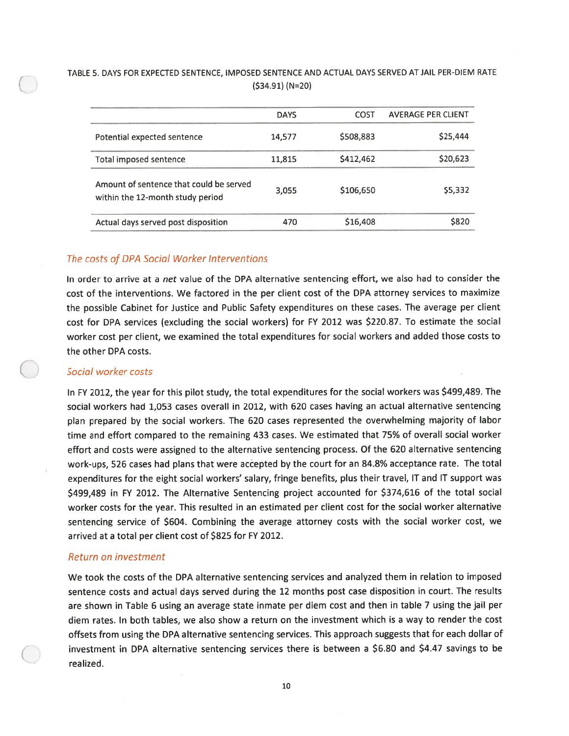TABLE 5. DAYS FOR EXPECTED SENTENCE, IMPOSED SENTENCE AND ACTUAL DAYS SERVED AT JAIL PER-DIEM RATE ($34.91) (N=20)

| | DAYS | COST | AVERAGE PER CLIENT |
|---|---|---|---|
| Potential expected sentence | 14,577 | $508,883 | $25,444 |
| Total imposed sentence | 11,815 | $412,462 | $20,623 |
| Amount of sentence that could be served within the 12-month study period | 3,055 | $106,650 | $5,332 |
| Actual days served post disposition | 470 | $16,408 | $820 |

### *The costs of DPA Social Worker Interventions*

In order to arrive at a *net* value of the DPA alternative sentencing effort, we also had to consider the cost of the interventions. We factored in the per client cost of the DPA attorney services to maximize the possible Cabinet for Justice and Public Safety expenditures on these cases. The average per client cost for DPA services (excluding the social workers) for FY 2012 was $220.87. To estimate the social worker cost per client, we examined the total expenditures for social workers and added those costs to the other DPA costs.

### *Social worker costs*

In FY 2012, the year for this pilot study, the total expenditures for the social workers was $499,489. The social workers had 1,053 cases overall in 2012, with 620 cases having an actual alternative sentencing plan prepared by the social workers. The 620 cases represented the overwhelming majority of labor time and effort compared to the remaining 433 cases. We estimated that 75% of overall social worker effort and costs were assigned to the alternative sentencing process. Of the 620 alternative sentencing work-ups, 526 cases had plans that were accepted by the court for an 84.8% acceptance rate. The total expenditures for the eight social workers' salary, fringe benefits, plus their travel, IT and IT support was $499,489 in FY 2012. The Alternative Sentencing project accounted for $374,616 of the total social worker costs for the year. This resulted in an estimated per client cost for the social worker alternative sentencing service of $604. Combining the average attorney costs with the social worker cost, we arrived at a total per client cost of $825 for FY 2012.

### *Return on investment*

We took the costs of the DPA alternative sentencing services and analyzed them in relation to imposed sentence costs and actual days served during the 12 months post case disposition in court. The results are shown in Table 6 using an average state inmate per diem cost and then in table 7 using the jail per diem rates. In both tables, we also show a return on the investment which is a way to render the cost offsets from using the DPA alternative sentencing services. This approach suggests that for each dollar of investment in DPA alternative sentencing services there is between a $6.80 and $4.47 savings to be realized.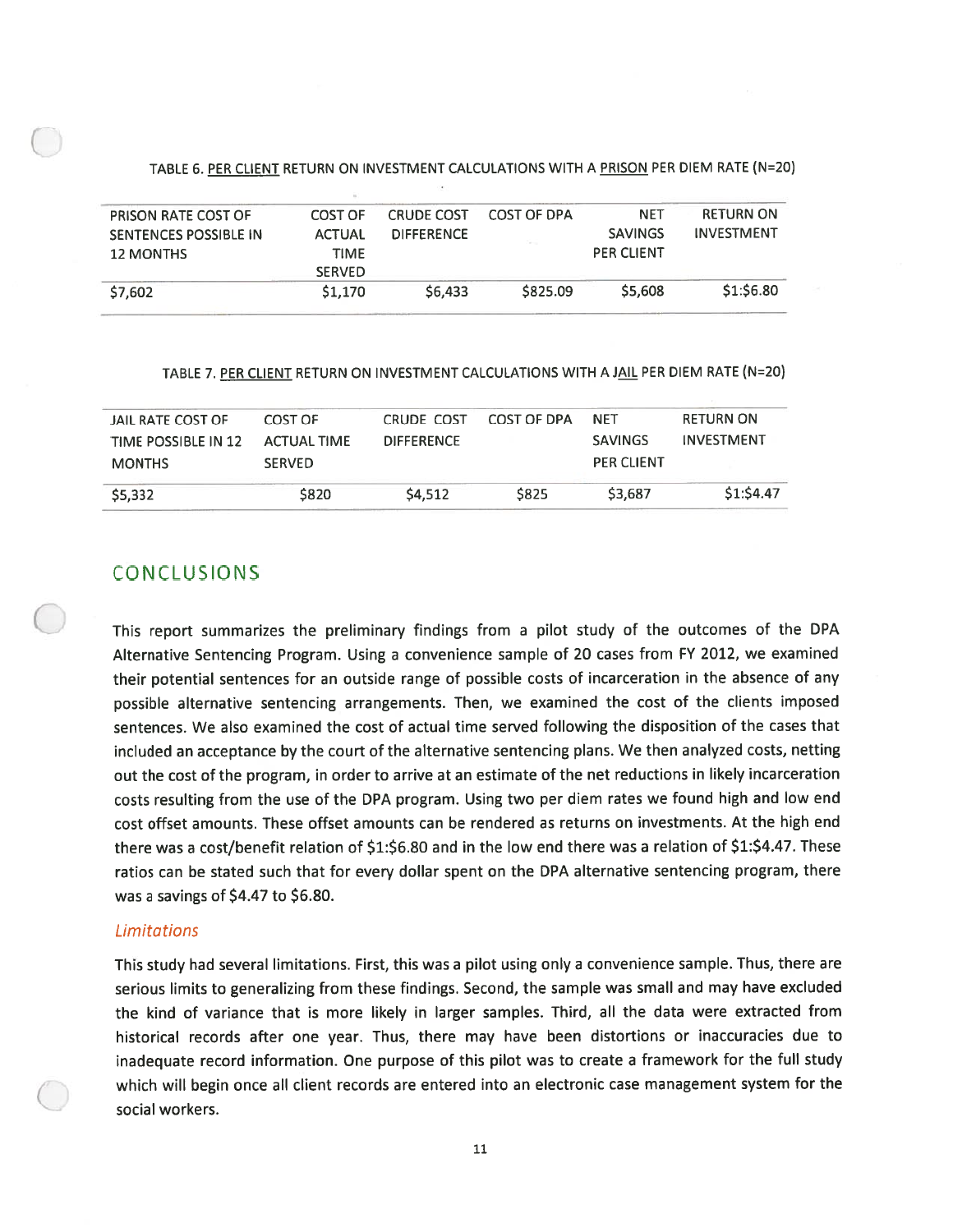TABLE 6. PER CLIENT RETURN ON INVESTMENT CALCULATIONS WITH A PRISON PER DIEM RATE (N=20)

| PRISON RATE COST OF SENTENCES POSSIBLE IN 12 MONTHS | COST OF ACTUAL TIME SERVED | CRUDE COST DIFFERENCE | COST OF DPA | NET SAVINGS PER CLIENT | RETURN ON INVESTMENT |
|---|---|---|---|---|---|
| $7,602 | $1,170 | $6,433 | $825.09 | $5,608 | $1:$6.80 |

TABLE 7. PER CLIENT RETURN ON INVESTMENT CALCULATIONS WITH A JAIL PER DIEM RATE (N=20)

| JAIL RATE COST OF TIME POSSIBLE IN 12 MONTHS | COST OF ACTUAL TIME SERVED | CRUDE COST DIFFERENCE | COST OF DPA | NET SAVINGS PER CLIENT | RETURN ON INVESTMENT |
|---|---|---|---|---|---|
| $5,332 | $820 | $4,512 | $825 | $3,687 | $1:$4.47 |

## CONCLUSIONS

This report summarizes the preliminary findings from a pilot study of the outcomes of the DPA Alternative Sentencing Program. Using a convenience sample of 20 cases from FY 2012, we examined their potential sentences for an outside range of possible costs of incarceration in the absence of any possible alternative sentencing arrangements. Then, we examined the cost of the clients imposed sentences. We also examined the cost of actual time served following the disposition of the cases that included an acceptance by the court of the alternative sentencing plans. We then analyzed costs, netting out the cost of the program, in order to arrive at an estimate of the net reductions in likely incarceration costs resulting from the use of the DPA program. Using two per diem rates we found high and low end cost offset amounts. These offset amounts can be rendered as returns on investments. At the high end there was a cost/benefit relation of $1:$6.80 and in the low end there was a relation of $1:$4.47. These ratios can be stated such that for every dollar spent on the DPA alternative sentencing program, there was a savings of $4.47 to $6.80.

### *Limitations*

This study had several limitations. First, this was a pilot using only a convenience sample. Thus, there are serious limits to generalizing from these findings. Second, the sample was small and may have excluded the kind of variance that is more likely in larger samples. Third, all the data were extracted from historical records after one year. Thus, there may have been distortions or inaccuracies due to inadequate record information. One purpose of this pilot was to create a framework for the full study which will begin once all client records are entered into an electronic case management system for the social workers.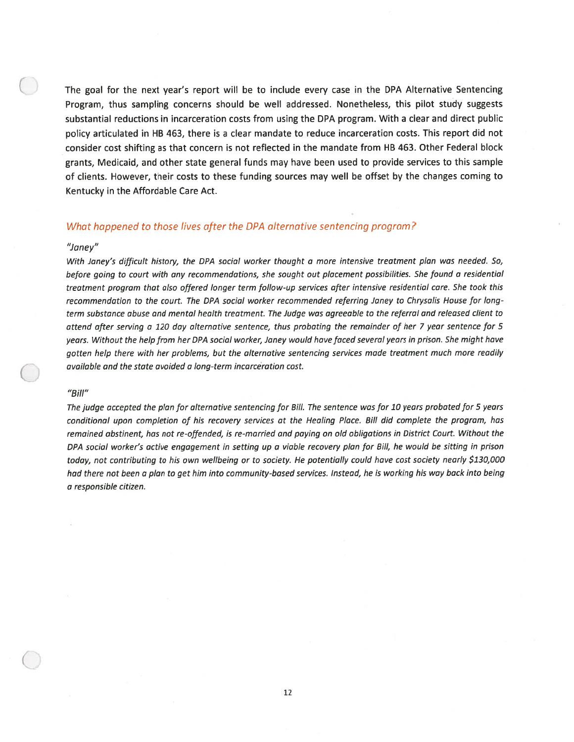The goal for the next year's report will be to include every case in the DPA Alternative Sentencing Program, thus sampling concerns should be well addressed. Nonetheless, this pilot study suggests substantial reductions in incarceration costs from using the DPA program. With a clear and direct public policy articulated in HB 463, there is a clear mandate to reduce incarceration costs. This report did not consider cost shifting as that concern is not reflected in the mandate from HB 463. Other Federal block grants, Medicaid, and other state general funds may have been used to provide services to this sample of clients. However, their costs to these funding sources may well be offset by the changes coming to Kentucky in the Affordable Care Act.

## *What happened to those lives after the DPA alternative sentencing program?*

*"Janey"*

*With Janey's difficult history, the DPA social worker thought a more intensive treatment plan was needed. So, before going to court with any recommendations, she sought out placement possibilities. She found a residential treatment program that also offered longer term follow-up services after intensive residential care. She took this recommendation to the court. The DPA social worker recommended referring Janey to Chrysalis House for long-term substance abuse and mental health treatment. The Judge was agreeable to the referral and released client to attend after serving a 120 day alternative sentence, thus probating the remainder of her 7 year sentence for 5 years. Without the help from her DPA social worker, Janey would have faced several years in prison. She might have gotten help there with her problems, but the alternative sentencing services made treatment much more readily available and the state avoided a long-term incarceration cost.*

*"Bill"*

*The judge accepted the plan for alternative sentencing for Bill. The sentence was for 10 years probated for 5 years conditional upon completion of his recovery services at the Healing Place. Bill did complete the program, has remained abstinent, has not re-offended, is re-married and paying on old obligations in District Court. Without the DPA social worker's active engagement in setting up a viable recovery plan for Bill, he would be sitting in prison today, not contributing to his own wellbeing or to society. He potentially could have cost society nearly $130,000 had there not been a plan to get him into community-based services. Instead, he is working his way back into being a responsible citizen.*